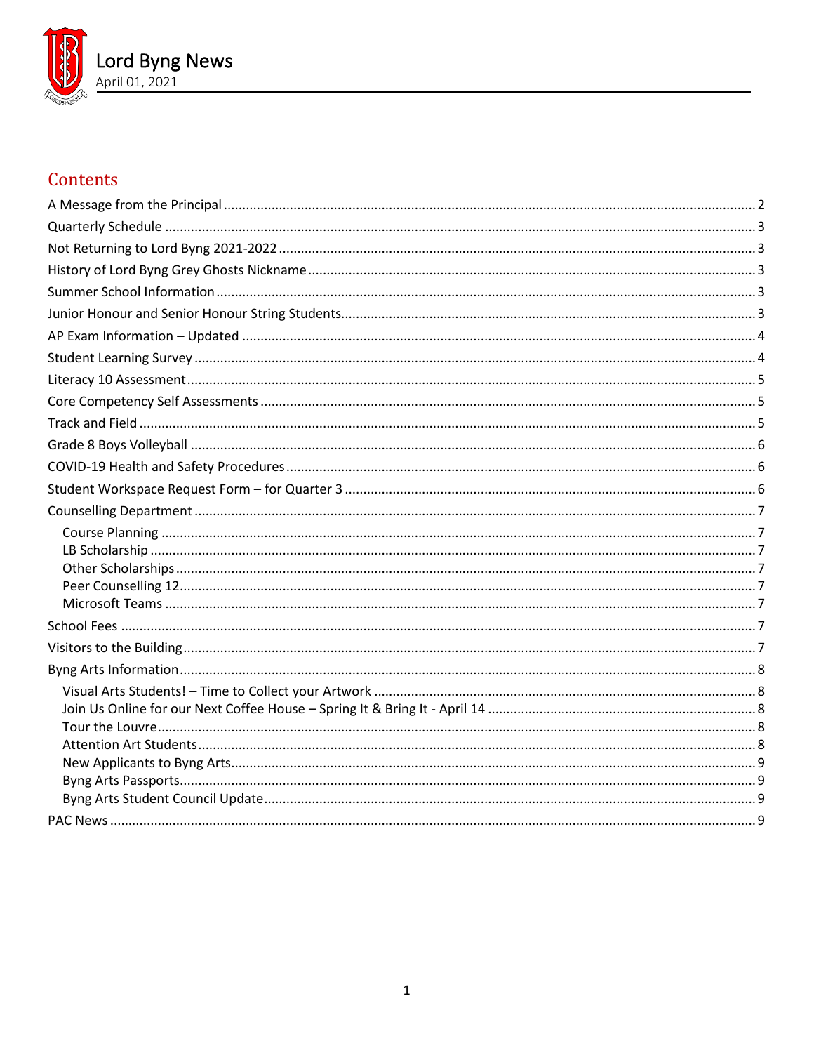# Lord Byng News

April 01, 2021

## Contents

- A Message from the Principal ..... 2
- Quarterly Schedule ..... 3
- Not Returning to Lord Byng 2021-2022 ..... 3
- History of Lord Byng Grey Ghosts Nickname ..... 3
- Summer School Information ..... 3
- Junior Honour and Senior Honour String Students ..... 3
- AP Exam Information – Updated ..... 4
- Student Learning Survey ..... 4
- Literacy 10 Assessment ..... 5
- Core Competency Self Assessments ..... 5
- Track and Field ..... 5
- Grade 8 Boys Volleyball ..... 6
- COVID-19 Health and Safety Procedures ..... 6
- Student Workspace Request Form – for Quarter 3 ..... 6
- Counselling Department ..... 7
  - Course Planning ..... 7
  - LB Scholarship ..... 7
  - Other Scholarships ..... 7
  - Peer Counselling 12 ..... 7
  - Microsoft Teams ..... 7
- School Fees ..... 7
- Visitors to the Building ..... 7
- Byng Arts Information ..... 8
  - Visual Arts Students! – Time to Collect your Artwork ..... 8
  - Join Us Online for our Next Coffee House – Spring It & Bring It - April 14 ..... 8
  - Tour the Louvre ..... 8
  - Attention Art Students ..... 8
  - New Applicants to Byng Arts ..... 9
  - Byng Arts Passports ..... 9
  - Byng Arts Student Council Update ..... 9
- PAC News ..... 9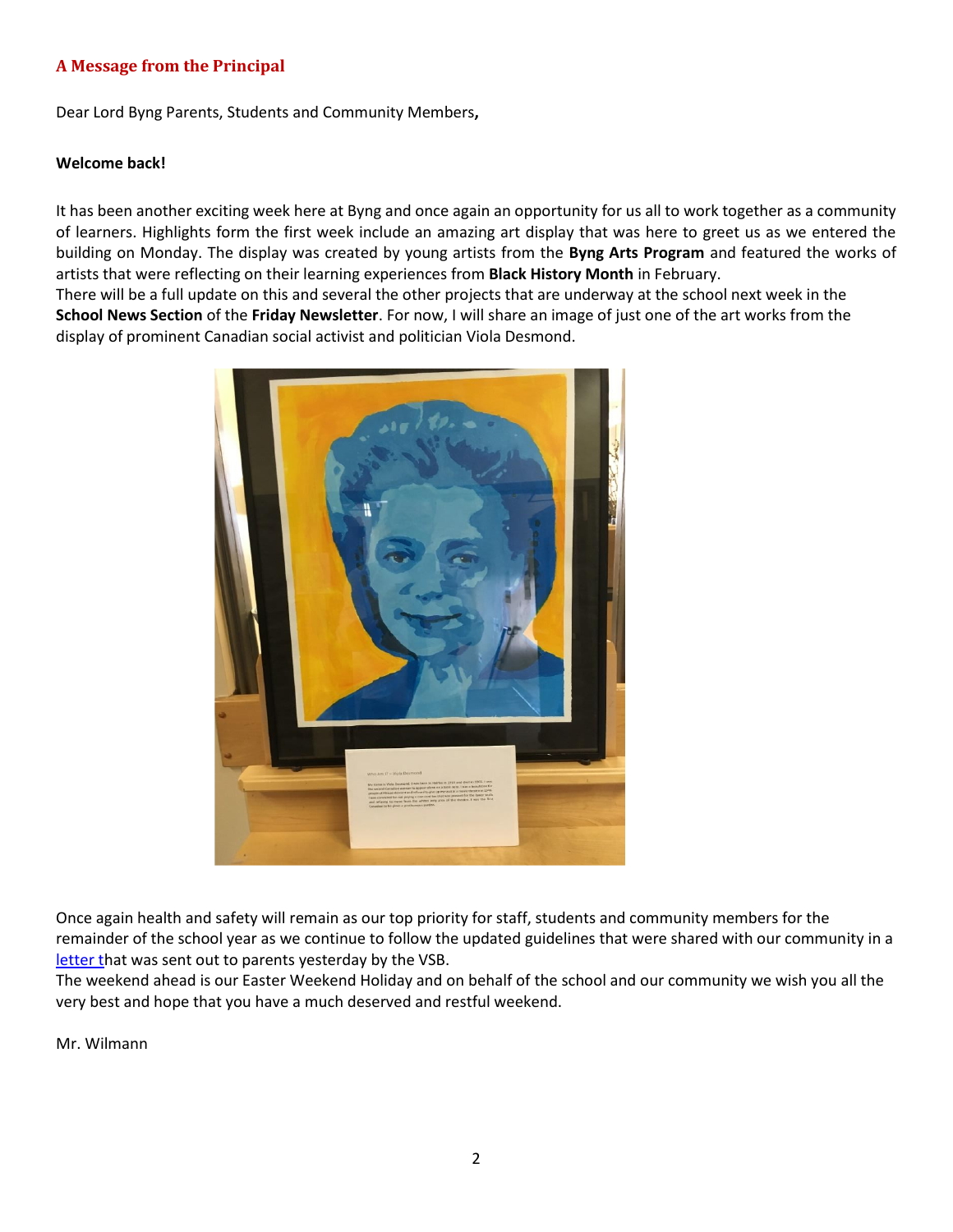## A Message from the Principal

Dear Lord Byng Parents, Students and Community Members**,**

**Welcome back!**

It has been another exciting week here at Byng and once again an opportunity for us all to work together as a community of learners. Highlights form the first week include an amazing art display that was here to greet us as we entered the building on Monday. The display was created by young artists from the **Byng Arts Program** and featured the works of artists that were reflecting on their learning experiences from **Black History Month** in February.
There will be a full update on this and several the other projects that are underway at the school next week in the **School News Section** of the **Friday Newsletter**. For now, I will share an image of just one of the art works from the display of prominent Canadian social activist and politician Viola Desmond.

Once again health and safety will remain as our top priority for staff, students and community members for the remainder of the school year as we continue to follow the updated guidelines that were shared with our community in a letter that was sent out to parents yesterday by the VSB.
The weekend ahead is our Easter Weekend Holiday and on behalf of the school and our community we wish you all the very best and hope that you have a much deserved and restful weekend.

Mr. Wilmann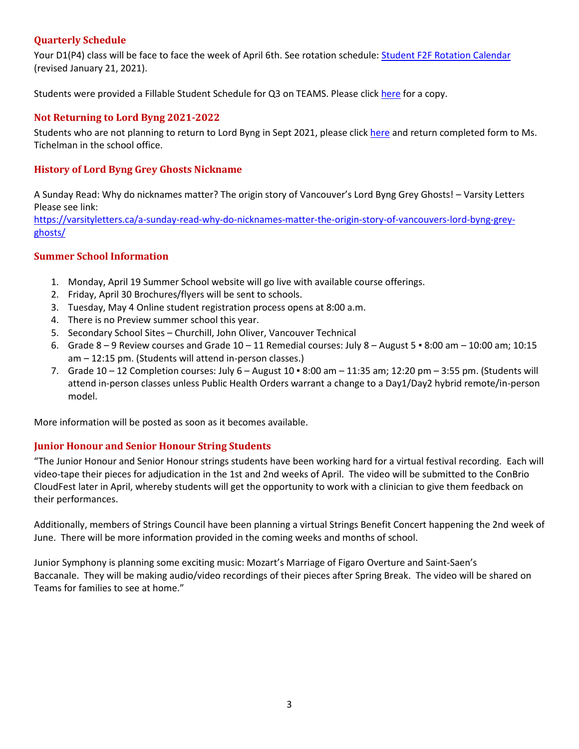## Quarterly Schedule

Your D1(P4) class will be face to face the week of April 6th. See rotation schedule: [Student F2F Rotation Calendar](#) (revised January 21, 2021).

Students were provided a Fillable Student Schedule for Q3 on TEAMS. Please click [here](#) for a copy.

## Not Returning to Lord Byng 2021-2022

Students who are not planning to return to Lord Byng in Sept 2021, please click [here](#) and return completed form to Ms. Tichelman in the school office.

## History of Lord Byng Grey Ghosts Nickname

A Sunday Read: Why do nicknames matter? The origin story of Vancouver's Lord Byng Grey Ghosts! – Varsity Letters
Please see link:
[https://varsityletters.ca/a-sunday-read-why-do-nicknames-matter-the-origin-story-of-vancouvers-lord-byng-grey-ghosts/](https://varsityletters.ca/a-sunday-read-why-do-nicknames-matter-the-origin-story-of-vancouvers-lord-byng-grey-ghosts/)

## Summer School Information

1. Monday, April 19 Summer School website will go live with available course offerings.
2. Friday, April 30 Brochures/flyers will be sent to schools.
3. Tuesday, May 4 Online student registration process opens at 8:00 a.m.
4. There is no Preview summer school this year.
5. Secondary School Sites – Churchill, John Oliver, Vancouver Technical
6. Grade 8 – 9 Review courses and Grade 10 – 11 Remedial courses: July 8 – August 5 ▪ 8:00 am – 10:00 am; 10:15 am – 12:15 pm. (Students will attend in-person classes.)
7. Grade 10 – 12 Completion courses: July 6 – August 10 ▪ 8:00 am – 11:35 am; 12:20 pm – 3:55 pm. (Students will attend in-person classes unless Public Health Orders warrant a change to a Day1/Day2 hybrid remote/in-person model.

More information will be posted as soon as it becomes available.

## Junior Honour and Senior Honour String Students

"The Junior Honour and Senior Honour strings students have been working hard for a virtual festival recording. Each will video-tape their pieces for adjudication in the 1st and 2nd weeks of April. The video will be submitted to the ConBrio CloudFest later in April, whereby students will get the opportunity to work with a clinician to give them feedback on their performances.

Additionally, members of Strings Council have been planning a virtual Strings Benefit Concert happening the 2nd week of June. There will be more information provided in the coming weeks and months of school.

Junior Symphony is planning some exciting music: Mozart's Marriage of Figaro Overture and Saint-Saen's Baccanale. They will be making audio/video recordings of their pieces after Spring Break. The video will be shared on Teams for families to see at home."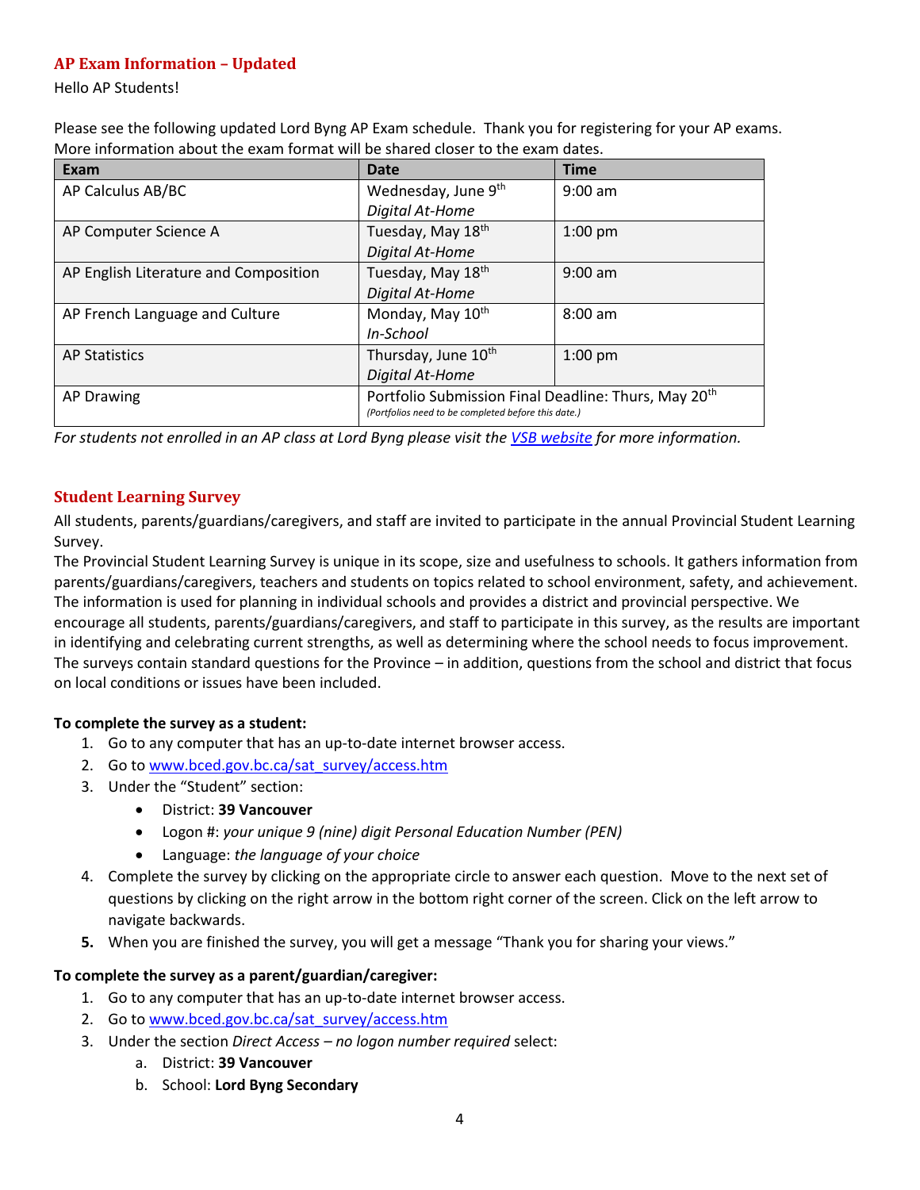## AP Exam Information – Updated

Hello AP Students!

Please see the following updated Lord Byng AP Exam schedule. Thank you for registering for your AP exams. More information about the exam format will be shared closer to the exam dates.

| Exam | Date | Time |
|---|---|---|
| AP Calculus AB/BC | Wednesday, June 9th *Digital At-Home* | 9:00 am |
| AP Computer Science A | Tuesday, May 18th *Digital At-Home* | 1:00 pm |
| AP English Literature and Composition | Tuesday, May 18th *Digital At-Home* | 9:00 am |
| AP French Language and Culture | Monday, May 10th *In-School* | 8:00 am |
| AP Statistics | Thursday, June 10th *Digital At-Home* | 1:00 pm |
| AP Drawing | Portfolio Submission Final Deadline: Thurs, May 20th *(Portfolios need to be completed before this date.)* | |

*For students not enrolled in an AP class at Lord Byng please visit the VSB website for more information.*

## Student Learning Survey

All students, parents/guardians/caregivers, and staff are invited to participate in the annual Provincial Student Learning Survey.

The Provincial Student Learning Survey is unique in its scope, size and usefulness to schools. It gathers information from parents/guardians/caregivers, teachers and students on topics related to school environment, safety, and achievement. The information is used for planning in individual schools and provides a district and provincial perspective. We encourage all students, parents/guardians/caregivers, and staff to participate in this survey, as the results are important in identifying and celebrating current strengths, as well as determining where the school needs to focus improvement. The surveys contain standard questions for the Province – in addition, questions from the school and district that focus on local conditions or issues have been included.

**To complete the survey as a student:**

1. Go to any computer that has an up-to-date internet browser access.
2. Go to www.bced.gov.bc.ca/sat_survey/access.htm
3. Under the "Student" section:
   - District: **39 Vancouver**
   - Logon #: *your unique 9 (nine) digit Personal Education Number (PEN)*
   - Language: *the language of your choice*
4. Complete the survey by clicking on the appropriate circle to answer each question. Move to the next set of questions by clicking on the right arrow in the bottom right corner of the screen. Click on the left arrow to navigate backwards.
5. When you are finished the survey, you will get a message "Thank you for sharing your views."

**To complete the survey as a parent/guardian/caregiver:**

1. Go to any computer that has an up-to-date internet browser access.
2. Go to www.bced.gov.bc.ca/sat_survey/access.htm
3. Under the section *Direct Access – no logon number required* select:
   a. District: **39 Vancouver**
   b. School: **Lord Byng Secondary**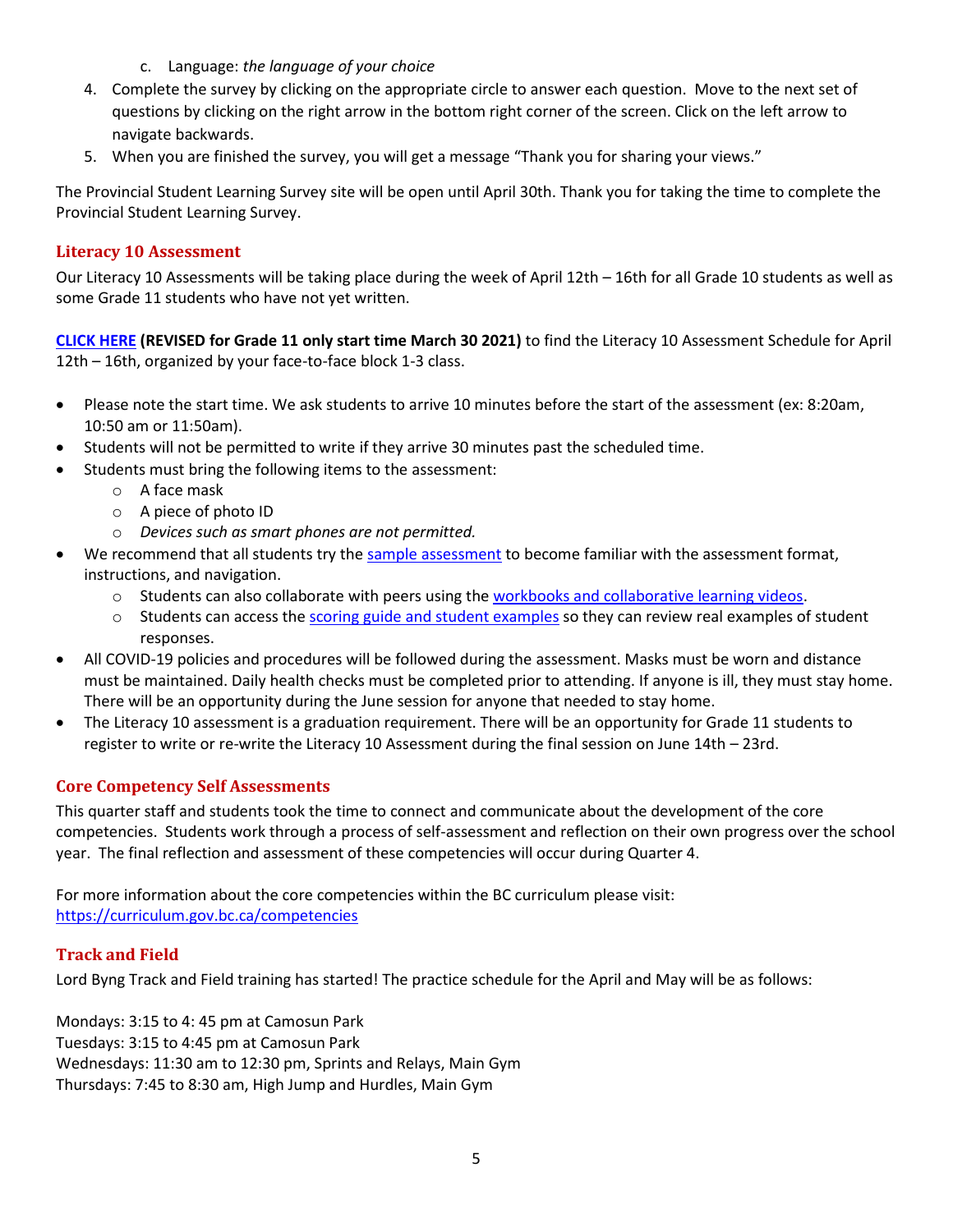c. Language: *the language of your choice*

4. Complete the survey by clicking on the appropriate circle to answer each question. Move to the next set of questions by clicking on the right arrow in the bottom right corner of the screen. Click on the left arrow to navigate backwards.
5. When you are finished the survey, you will get a message "Thank you for sharing your views."

The Provincial Student Learning Survey site will be open until April 30th. Thank you for taking the time to complete the Provincial Student Learning Survey.

## Literacy 10 Assessment

Our Literacy 10 Assessments will be taking place during the week of April 12th – 16th for all Grade 10 students as well as some Grade 11 students who have not yet written.

**CLICK HERE (REVISED for Grade 11 only start time March 30 2021)** to find the Literacy 10 Assessment Schedule for April 12th – 16th, organized by your face-to-face block 1-3 class.

- Please note the start time. We ask students to arrive 10 minutes before the start of the assessment (ex: 8:20am, 10:50 am or 11:50am).
- Students will not be permitted to write if they arrive 30 minutes past the scheduled time.
- Students must bring the following items to the assessment:
  - A face mask
  - A piece of photo ID
  - *Devices such as smart phones are not permitted.*
- We recommend that all students try the sample assessment to become familiar with the assessment format, instructions, and navigation.
  - Students can also collaborate with peers using the workbooks and collaborative learning videos.
  - Students can access the scoring guide and student examples so they can review real examples of student responses.
- All COVID-19 policies and procedures will be followed during the assessment. Masks must be worn and distance must be maintained. Daily health checks must be completed prior to attending. If anyone is ill, they must stay home. There will be an opportunity during the June session for anyone that needed to stay home.
- The Literacy 10 assessment is a graduation requirement. There will be an opportunity for Grade 11 students to register to write or re-write the Literacy 10 Assessment during the final session on June 14th – 23rd.

## Core Competency Self Assessments

This quarter staff and students took the time to connect and communicate about the development of the core competencies. Students work through a process of self-assessment and reflection on their own progress over the school year. The final reflection and assessment of these competencies will occur during Quarter 4.

For more information about the core competencies within the BC curriculum please visit:
https://curriculum.gov.bc.ca/competencies

## Track and Field

Lord Byng Track and Field training has started! The practice schedule for the April and May will be as follows:

Mondays: 3:15 to 4: 45 pm at Camosun Park
Tuesdays: 3:15 to 4:45 pm at Camosun Park
Wednesdays: 11:30 am to 12:30 pm, Sprints and Relays, Main Gym
Thursdays: 7:45 to 8:30 am, High Jump and Hurdles, Main Gym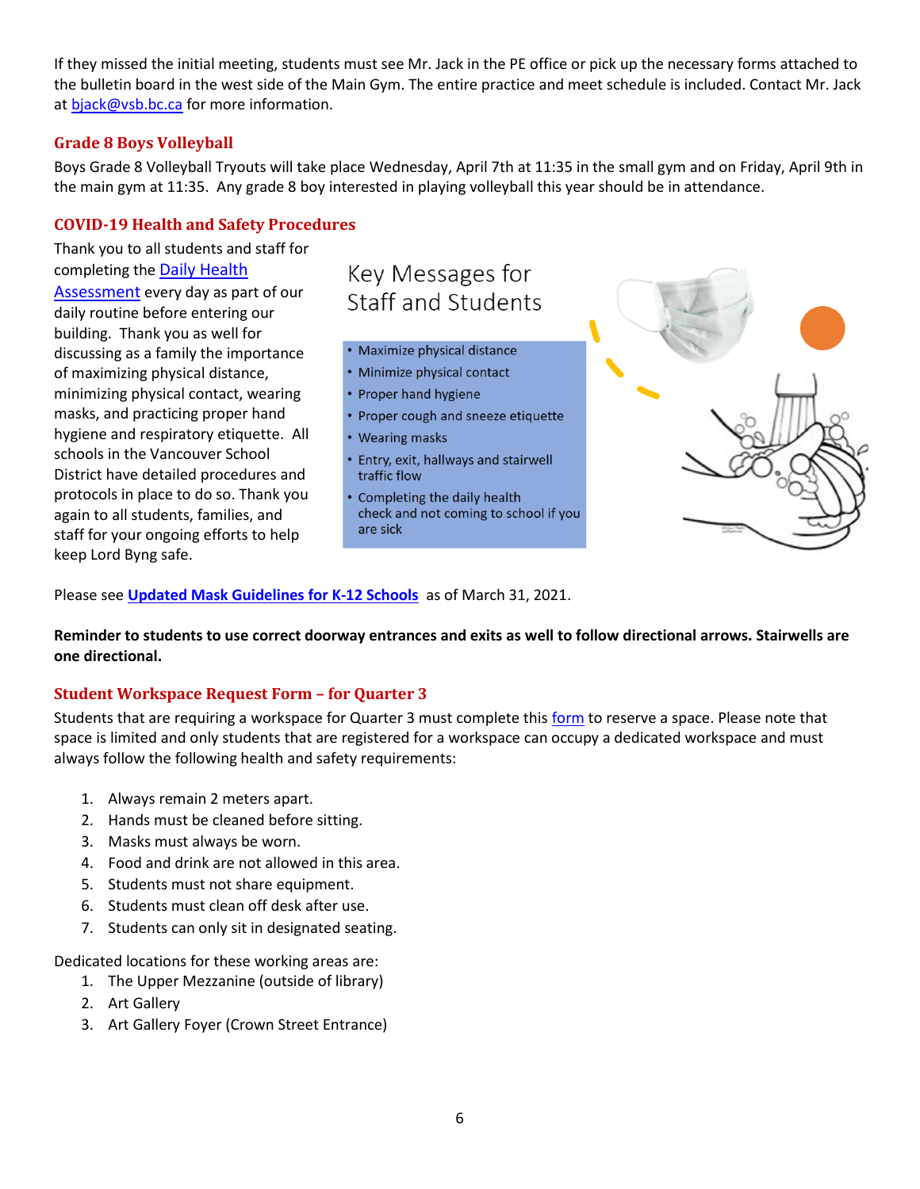If they missed the initial meeting, students must see Mr. Jack in the PE office or pick up the necessary forms attached to the bulletin board in the west side of the Main Gym. The entire practice and meet schedule is included. Contact Mr. Jack at bjack@vsb.bc.ca for more information.

### Grade 8 Boys Volleyball

Boys Grade 8 Volleyball Tryouts will take place Wednesday, April 7th at 11:35 in the small gym and on Friday, April 9th in the main gym at 11:35. Any grade 8 boy interested in playing volleyball this year should be in attendance.

### COVID-19 Health and Safety Procedures

Thank you to all students and staff for completing the Daily Health Assessment every day as part of our daily routine before entering our building. Thank you as well for discussing as a family the importance of maximizing physical distance, minimizing physical contact, wearing masks, and practicing proper hand hygiene and respiratory etiquette. All schools in the Vancouver School District have detailed procedures and protocols in place to do so. Thank you again to all students, families, and staff for your ongoing efforts to help keep Lord Byng safe.

Key Messages for Staff and Students

- Maximize physical distance
- Minimize physical contact
- Proper hand hygiene
- Proper cough and sneeze etiquette
- Wearing masks
- Entry, exit, hallways and stairwell traffic flow
- Completing the daily health check and not coming to school if you are sick

Please see **Updated Mask Guidelines for K-12 Schools** as of March 31, 2021.

**Reminder to students to use correct doorway entrances and exits as well to follow directional arrows. Stairwells are one directional.**

### Student Workspace Request Form – for Quarter 3

Students that are requiring a workspace for Quarter 3 must complete this form to reserve a space. Please note that space is limited and only students that are registered for a workspace can occupy a dedicated workspace and must always follow the following health and safety requirements:

1. Always remain 2 meters apart.
2. Hands must be cleaned before sitting.
3. Masks must always be worn.
4. Food and drink are not allowed in this area.
5. Students must not share equipment.
6. Students must clean off desk after use.
7. Students can only sit in designated seating.

Dedicated locations for these working areas are:

1. The Upper Mezzanine (outside of library)
2. Art Gallery
3. Art Gallery Foyer (Crown Street Entrance)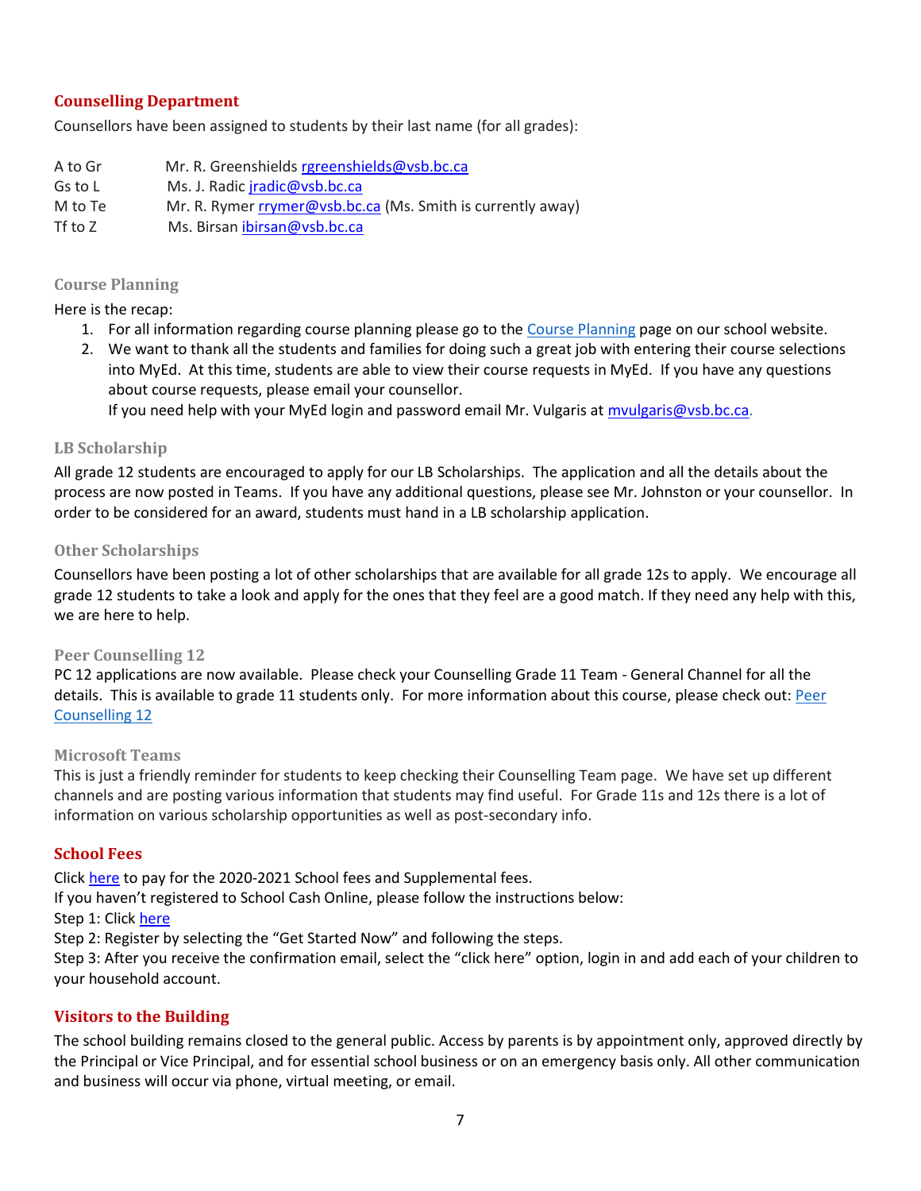## Counselling Department

Counsellors have been assigned to students by their last name (for all grades):

| | |
|---|---|
| A to Gr | Mr. R. Greenshields rgreenshields@vsb.bc.ca |
| Gs to L | Ms. J. Radic jradic@vsb.bc.ca |
| M to Te | Mr. R. Rymer rrymer@vsb.bc.ca (Ms. Smith is currently away) |
| Tf to Z | Ms. Birsan ibirsan@vsb.bc.ca |

### Course Planning

Here is the recap:

1. For all information regarding course planning please go to the Course Planning page on our school website.
2. We want to thank all the students and families for doing such a great job with entering their course selections into MyEd. At this time, students are able to view their course requests in MyEd. If you have any questions about course requests, please email your counsellor.
   If you need help with your MyEd login and password email Mr. Vulgaris at mvulgaris@vsb.bc.ca.

### LB Scholarship

All grade 12 students are encouraged to apply for our LB Scholarships. The application and all the details about the process are now posted in Teams. If you have any additional questions, please see Mr. Johnston or your counsellor. In order to be considered for an award, students must hand in a LB scholarship application.

### Other Scholarships

Counsellors have been posting a lot of other scholarships that are available for all grade 12s to apply. We encourage all grade 12 students to take a look and apply for the ones that they feel are a good match. If they need any help with this, we are here to help.

### Peer Counselling 12

PC 12 applications are now available. Please check your Counselling Grade 11 Team - General Channel for all the details. This is available to grade 11 students only. For more information about this course, please check out: Peer Counselling 12

### Microsoft Teams

This is just a friendly reminder for students to keep checking their Counselling Team page. We have set up different channels and are posting various information that students may find useful. For Grade 11s and 12s there is a lot of information on various scholarship opportunities as well as post-secondary info.

## School Fees

Click here to pay for the 2020-2021 School fees and Supplemental fees.
If you haven't registered to School Cash Online, please follow the instructions below:
Step 1: Click here
Step 2: Register by selecting the "Get Started Now" and following the steps.
Step 3: After you receive the confirmation email, select the "click here" option, login in and add each of your children to your household account.

## Visitors to the Building

The school building remains closed to the general public. Access by parents is by appointment only, approved directly by the Principal or Vice Principal, and for essential school business or on an emergency basis only. All other communication and business will occur via phone, virtual meeting, or email.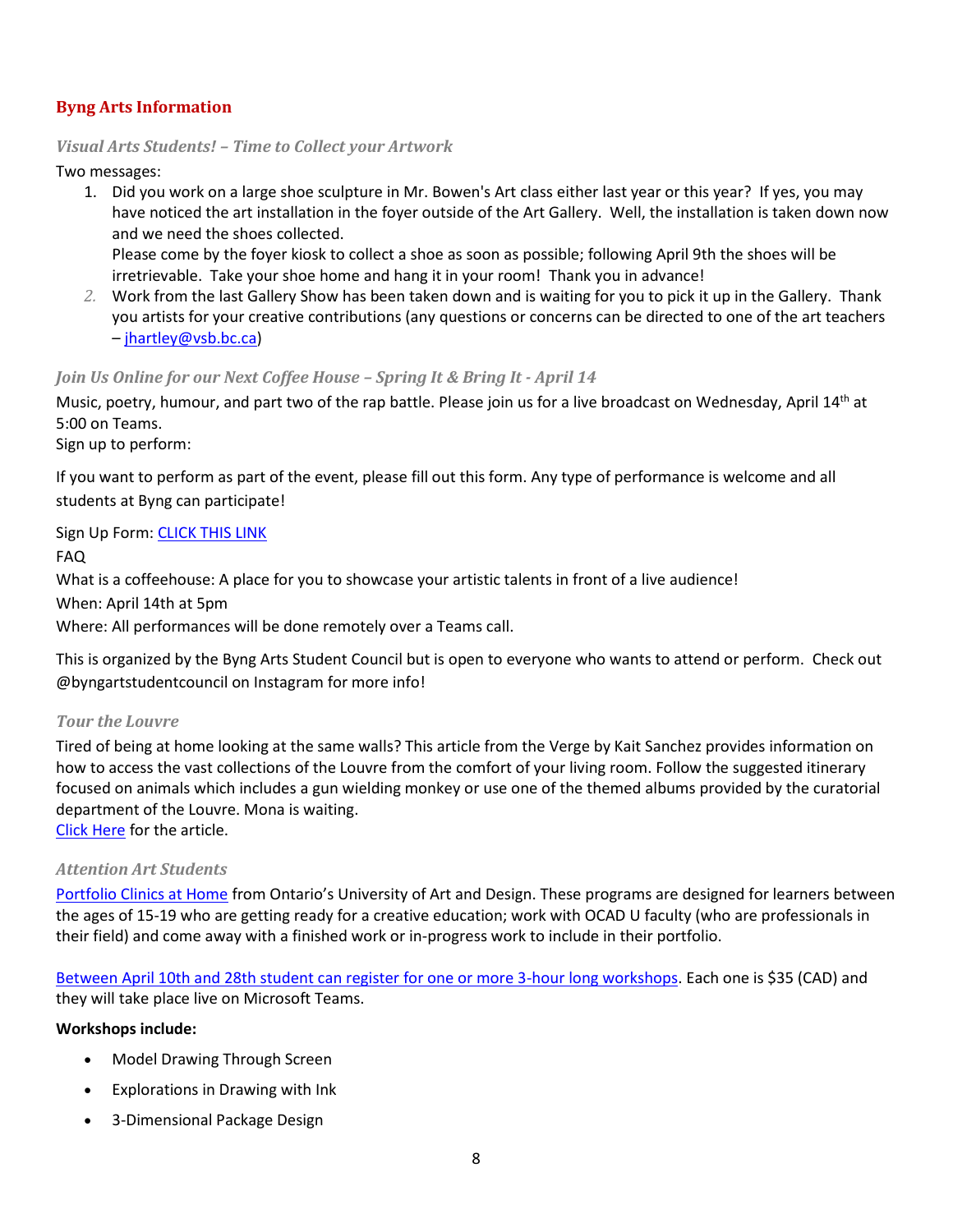## Byng Arts Information

### *Visual Arts Students! – Time to Collect your Artwork*

Two messages:

1. Did you work on a large shoe sculpture in Mr. Bowen's Art class either last year or this year? If yes, you may have noticed the art installation in the foyer outside of the Art Gallery. Well, the installation is taken down now and we need the shoes collected.
   Please come by the foyer kiosk to collect a shoe as soon as possible; following April 9th the shoes will be irretrievable. Take your shoe home and hang it in your room! Thank you in advance!
2. Work from the last Gallery Show has been taken down and is waiting for you to pick it up in the Gallery. Thank you artists for your creative contributions (any questions or concerns can be directed to one of the art teachers – jhartley@vsb.bc.ca)

### *Join Us Online for our Next Coffee House – Spring It & Bring It - April 14*

Music, poetry, humour, and part two of the rap battle. Please join us for a live broadcast on Wednesday, April 14th at 5:00 on Teams.

Sign up to perform:

If you want to perform as part of the event, please fill out this form. Any type of performance is welcome and all students at Byng can participate!

Sign Up Form: CLICK THIS LINK

FAQ

What is a coffeehouse: A place for you to showcase your artistic talents in front of a live audience!

When: April 14th at 5pm

Where: All performances will be done remotely over a Teams call.

This is organized by the Byng Arts Student Council but is open to everyone who wants to attend or perform. Check out @byngartstudentcouncil on Instagram for more info!

### *Tour the Louvre*

Tired of being at home looking at the same walls? This article from the Verge by Kait Sanchez provides information on how to access the vast collections of the Louvre from the comfort of your living room. Follow the suggested itinerary focused on animals which includes a gun wielding monkey or use one of the themed albums provided by the curatorial department of the Louvre. Mona is waiting.

Click Here for the article.

### *Attention Art Students*

Portfolio Clinics at Home from Ontario's University of Art and Design. These programs are designed for learners between the ages of 15-19 who are getting ready for a creative education; work with OCAD U faculty (who are professionals in their field) and come away with a finished work or in-progress work to include in their portfolio.

Between April 10th and 28th student can register for one or more 3-hour long workshops. Each one is $35 (CAD) and they will take place live on Microsoft Teams.

**Workshops include:**

- Model Drawing Through Screen
- Explorations in Drawing with Ink
- 3-Dimensional Package Design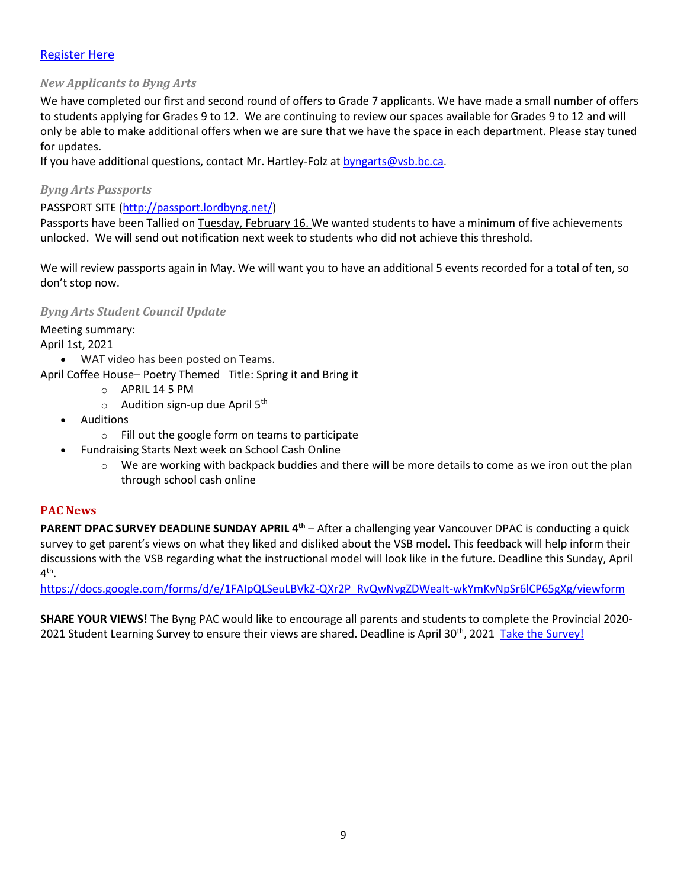[Register Here](#)

### *New Applicants to Byng Arts*

We have completed our first and second round of offers to Grade 7 applicants. We have made a small number of offers to students applying for Grades 9 to 12. We are continuing to review our spaces available for Grades 9 to 12 and will only be able to make additional offers when we are sure that we have the space in each department. Please stay tuned for updates.

If you have additional questions, contact Mr. Hartley-Folz at byngarts@vsb.bc.ca.

### *Byng Arts Passports*

PASSPORT SITE (http://passport.lordbyng.net/)

Passports have been Tallied on Tuesday, February 16. We wanted students to have a minimum of five achievements unlocked. We will send out notification next week to students who did not achieve this threshold.

We will review passports again in May. We will want you to have an additional 5 events recorded for a total of ten, so don't stop now.

### *Byng Arts Student Council Update*

Meeting summary:
April 1st, 2021

- WAT video has been posted on Teams.

April Coffee House– Poetry Themed Title: Spring it and Bring it

  - APRIL 14 5 PM
  - Audition sign-up due April 5th

- Auditions
  - Fill out the google form on teams to participate
- Fundraising Starts Next week on School Cash Online
  - We are working with backpack buddies and there will be more details to come as we iron out the plan through school cash online

## PAC News

**PARENT DPAC SURVEY DEADLINE SUNDAY APRIL 4th** – After a challenging year Vancouver DPAC is conducting a quick survey to get parent's views on what they liked and disliked about the VSB model. This feedback will help inform their discussions with the VSB regarding what the instructional model will look like in the future. Deadline this Sunday, April 4th.

https://docs.google.com/forms/d/e/1FAIpQLSeuLBVkZ-QXr2P_RvQwNvgZDWeaIt-wkYmKvNpSr6lCP65gXg/viewform

**SHARE YOUR VIEWS!** The Byng PAC would like to encourage all parents and students to complete the Provincial 2020-2021 Student Learning Survey to ensure their views are shared. Deadline is April 30th, 2021 [Take the Survey!](#)